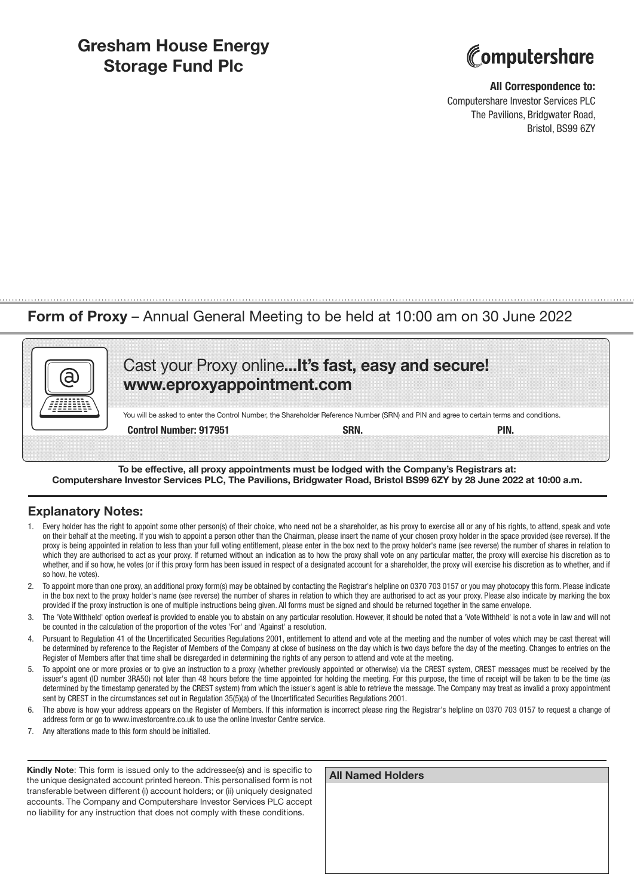# Gresham House Energy Storage Fund Plc

Computershare

**All Correspondence to:**
Computershare Investor Services PLC
The Pavilions, Bridgwater Road,
Bristol, BS99 6ZY

## Form of Proxy – Annual General Meeting to be held at 10:00 am on 30 June 2022

Cast your Proxy online**...It's fast, easy and secure!**
**www.eproxyappointment.com**

You will be asked to enter the Control Number, the Shareholder Reference Number (SRN) and PIN and agree to certain terms and conditions.

**Control Number: 917951** **SRN.** **PIN.**

**To be effective, all proxy appointments must be lodged with the Company's Registrars at:**
**Computershare Investor Services PLC, The Pavilions, Bridgwater Road, Bristol BS99 6ZY by 28 June 2022 at 10:00 a.m.**

### Explanatory Notes:

1. Every holder has the right to appoint some other person(s) of their choice, who need not be a shareholder, as his proxy to exercise all or any of his rights, to attend, speak and vote on their behalf at the meeting. If you wish to appoint a person other than the Chairman, please insert the name of your chosen proxy holder in the space provided (see reverse). If the proxy is being appointed in relation to less than your full voting entitlement, please enter in the box next to the proxy holder's name (see reverse) the number of shares in relation to which they are authorised to act as your proxy. If returned without an indication as to how the proxy shall vote on any particular matter, the proxy will exercise his discretion as to whether, and if so how, he votes (or if this proxy form has been issued in respect of a designated account for a shareholder, the proxy will exercise his discretion as to whether, and if so how, he votes).
2. To appoint more than one proxy, an additional proxy form(s) may be obtained by contacting the Registrar's helpline on 0370 703 0157 or you may photocopy this form. Please indicate in the box next to the proxy holder's name (see reverse) the number of shares in relation to which they are authorised to act as your proxy. Please also indicate by marking the box provided if the proxy instruction is one of multiple instructions being given. All forms must be signed and should be returned together in the same envelope.
3. The 'Vote Withheld' option overleaf is provided to enable you to abstain on any particular resolution. However, it should be noted that a 'Vote Withheld' is not a vote in law and will not be counted in the calculation of the proportion of the votes 'For' and 'Against' a resolution.
4. Pursuant to Regulation 41 of the Uncertificated Securities Regulations 2001, entitlement to attend and vote at the meeting and the number of votes which may be cast thereat will be determined by reference to the Register of Members of the Company at close of business on the day which is two days before the day of the meeting. Changes to entries on the Register of Members after that time shall be disregarded in determining the rights of any person to attend and vote at the meeting.
5. To appoint one or more proxies or to give an instruction to a proxy (whether previously appointed or otherwise) via the CREST system, CREST messages must be received by the issuer's agent (ID number 3RA50) not later than 48 hours before the time appointed for holding the meeting. For this purpose, the time of receipt will be taken to be the time (as determined by the timestamp generated by the CREST system) from which the issuer's agent is able to retrieve the message. The Company may treat as invalid a proxy appointment sent by CREST in the circumstances set out in Regulation 35(5)(a) of the Uncertificated Securities Regulations 2001.
6. The above is how your address appears on the Register of Members. If this information is incorrect please ring the Registrar's helpline on 0370 703 0157 to request a change of address form or go to www.investorcentre.co.uk to use the online Investor Centre service.
7. Any alterations made to this form should be initialled.

**Kindly Note**: This form is issued only to the addressee(s) and is specific to the unique designated account printed hereon. This personalised form is not transferable between different (i) account holders; or (ii) uniquely designated accounts. The Company and Computershare Investor Services PLC accept no liability for any instruction that does not comply with these conditions.

**All Named Holders**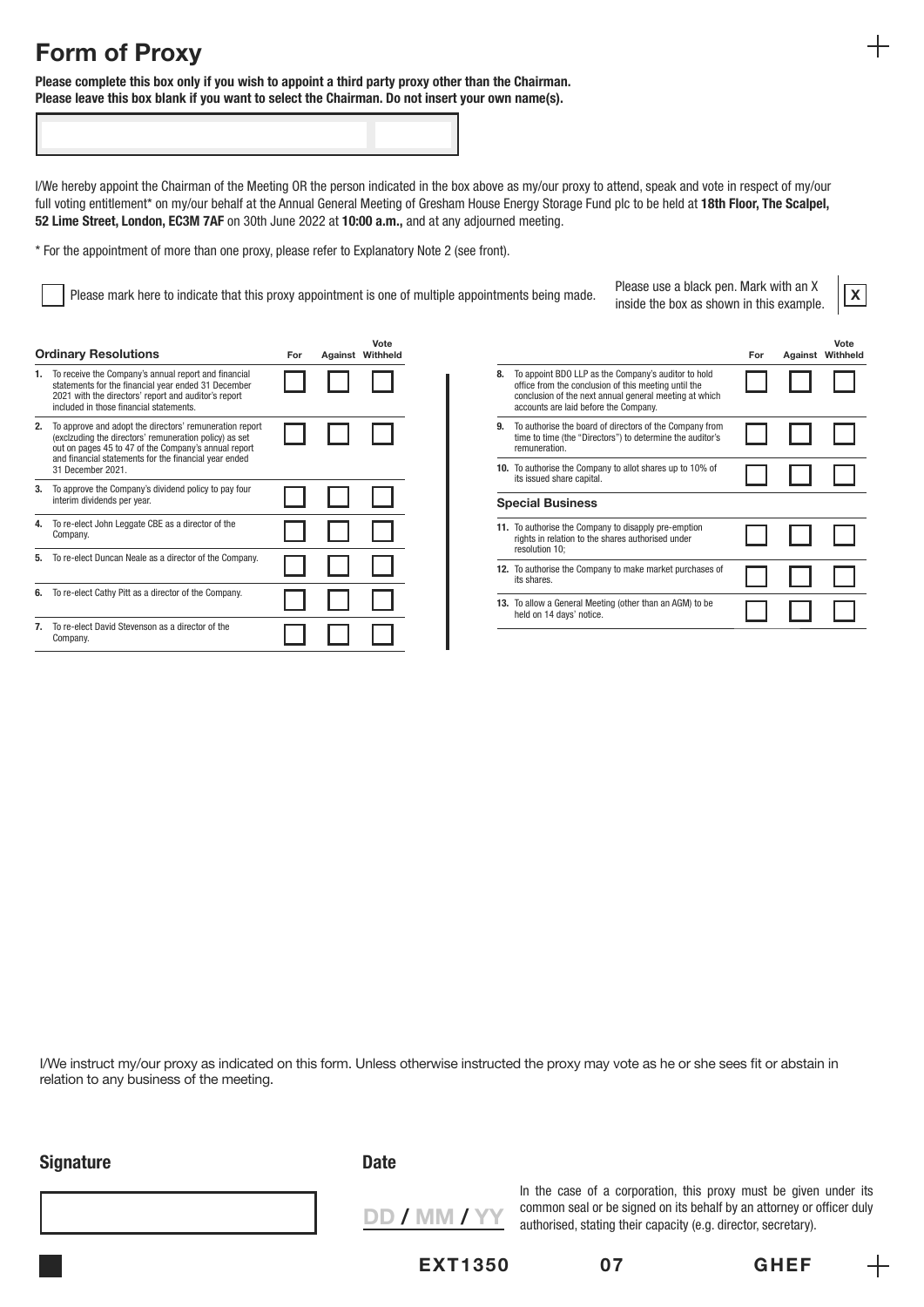# Form of Proxy

**Please complete this box only if you wish to appoint a third party proxy other than the Chairman.**
**Please leave this box blank if you want to select the Chairman. Do not insert your own name(s).**

I/We hereby appoint the Chairman of the Meeting OR the person indicated in the box above as my/our proxy to attend, speak and vote in respect of my/our full voting entitlement* on my/our behalf at the Annual General Meeting of Gresham House Energy Storage Fund plc to be held at **18th Floor, The Scalpel, 52 Lime Street, London, EC3M 7AF** on 30th June 2022 at **10:00 a.m.,** and at any adjourned meeting.

\* For the appointment of more than one proxy, please refer to Explanatory Note 2 (see front).

☐ Please mark here to indicate that this proxy appointment is one of multiple appointments being made.

Please use a black pen. Mark with an X inside the box as shown in this example. ☒

| Ordinary Resolutions | For | Against | Vote Withheld |
|---|---|---|---|
| **1.** To receive the Company's annual report and financial statements for the financial year ended 31 December 2021 with the directors' report and auditor's report included in those financial statements. | ☐ | ☐ | ☐ |
| **2.** To approve and adopt the directors' remuneration report (exclzuding the directors' remuneration policy) as set out on pages 45 to 47 of the Company's annual report and financial statements for the financial year ended 31 December 2021. | ☐ | ☐ | ☐ |
| **3.** To approve the Company's dividend policy to pay four interim dividends per year. | ☐ | ☐ | ☐ |
| **4.** To re-elect John Leggate CBE as a director of the Company. | ☐ | ☐ | ☐ |
| **5.** To re-elect Duncan Neale as a director of the Company. | ☐ | ☐ | ☐ |
| **6.** To re-elect Cathy Pitt as a director of the Company. | ☐ | ☐ | ☐ |
| **7.** To re-elect David Stevenson as a director of the Company. | ☐ | ☐ | ☐ |
| **8.** To appoint BDO LLP as the Company's auditor to hold office from the conclusion of this meeting until the conclusion of the next annual general meeting at which accounts are laid before the Company. | ☐ | ☐ | ☐ |
| **9.** To authorise the board of directors of the Company from time to time (the "Directors") to determine the auditor's remuneration. | ☐ | ☐ | ☐ |
| **10.** To authorise the Company to allot shares up to 10% of its issued share capital. | ☐ | ☐ | ☐ |
| **Special Business** | | | |
| **11.** To authorise the Company to disapply pre-emption rights in relation to the shares authorised under resolution 10; | ☐ | ☐ | ☐ |
| **12.** To authorise the Company to make market purchases of its shares. | ☐ | ☐ | ☐ |
| **13.** To allow a General Meeting (other than an AGM) to be held on 14 days' notice. | ☐ | ☐ | ☐ |

I/We instruct my/our proxy as indicated on this form. Unless otherwise instructed the proxy may vote as he or she sees fit or abstain in relation to any business of the meeting.

**Signature**

**Date**

DD / MM / YY

In the case of a corporation, this proxy must be given under its common seal or be signed on its behalf by an attorney or officer duly authorised, stating their capacity (e.g. director, secretary).

**EXT1350** **07** **GHEF**